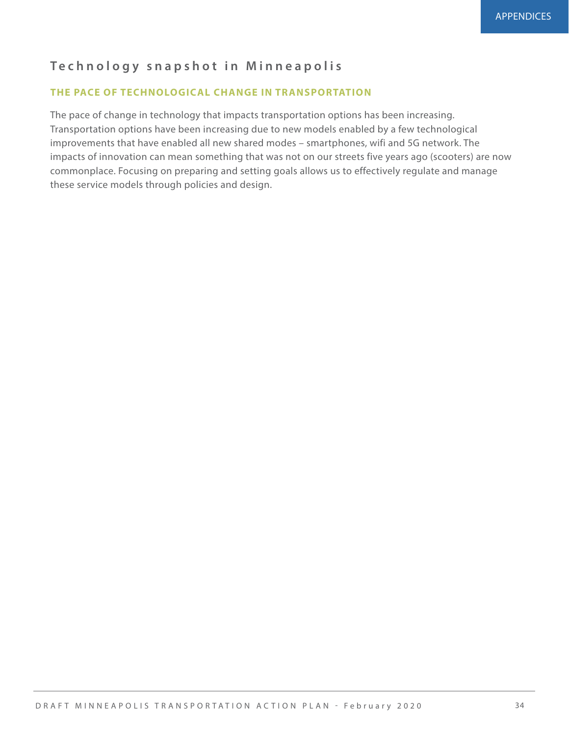## Technology snapshot in Minneapolis

### THE PACE OF TECHNOLOGICAL CHANGE IN TRANSPORTATION

The pace of change in technology that impacts transportation options has been increasing. Transportation options have been increasing due to new models enabled by a few technological improvements that have enabled all new shared modes – smartphones, wifi and 5G network. The impacts of innovation can mean something that was not on our streets five years ago (scooters) are now commonplace. Focusing on preparing and setting goals allows us to effectively regulate and manage these service models through policies and design.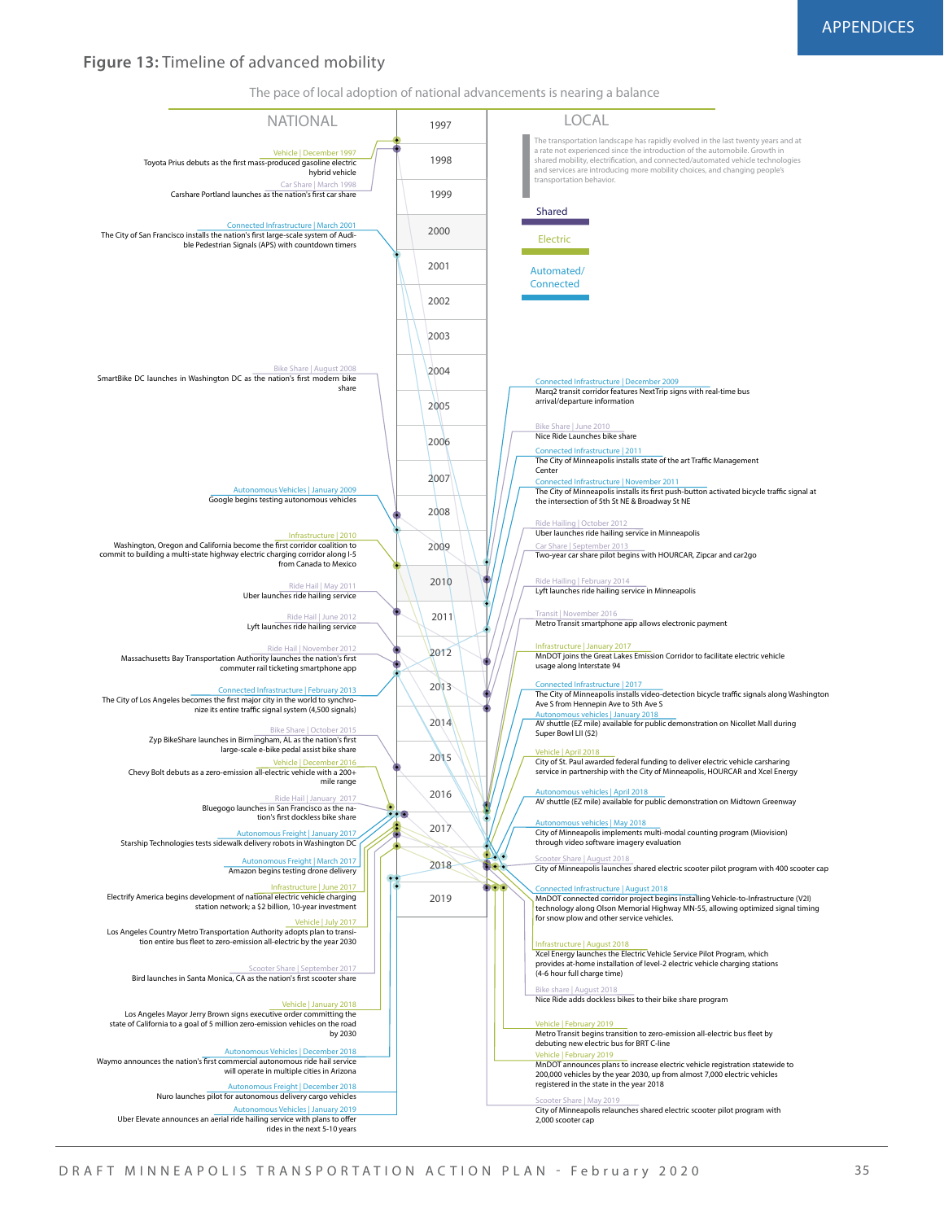**Figure 13:** Timeline of advanced mobility

The pace of local adoption of national advancements is nearing a balance

## NATIONAL

Vehicle | December 1997
Toyota Prius debuts as the first mass-produced gasoline electric hybrid vehicle

Car Share | March 1998
Carshare Portland launches as the nation's first car share

Connected Infrastructure | March 2001
The City of San Francisco installs the nation's first large-scale system of Audible Pedestrian Signals (APS) with countdown timers

Bike Share | August 2008
SmartBike DC launches in Washington DC as the nation's first modern bike share

Autonomous Vehicles | January 2009
Google begins testing autonomous vehicles

Infrastructure | 2010
Washington, Oregon and California become the first corridor coalition to commit to building a multi-state highway electric charging corridor along I-5 from Canada to Mexico

Ride Hail | May 2011
Uber launches ride hailing service

Ride Hail | June 2012
Lyft launches ride hailing service

Ride Hail | November 2012
Massachusetts Bay Transportation Authority launches the nation's first commuter rail ticketing smartphone app

Connected Infrastructure | February 2013
The City of Los Angeles becomes the first major city in the world to synchronize its entire traffic signal system (4,500 signals)

Bike Share | October 2015
Zyp BikeShare launches in Birmingham, AL as the nation's first large-scale e-bike pedal assist bike share

Vehicle | December 2016
Chevy Bolt debuts as a zero-emission all-electric vehicle with a 200+ mile range

Ride Hail | January 2017
Bluegogo launches in San Francisco as the nation's first dockless bike share

Autonomous Freight | January 2017
Starship Technologies tests sidewalk delivery robots in Washington DC

Autonomous Freight | March 2017
Amazon begins testing drone delivery

Infrastructure | June 2017
Electrify America begins development of national electric vehicle charging station network; a $2 billion, 10-year investment

Vehicle | July 2017
Los Angeles Country Metro Transportation Authority adopts plan to transition entire bus fleet to zero-emission all-electric by the year 2030

Scooter Share | September 2017
Bird launches in Santa Monica, CA as the nation's first scooter share

Vehicle | January 2018
Los Angeles Mayor Jerry Brown signs executive order committing the state of California to a goal of 5 million zero-emission vehicles on the road by 2030

Autonomous Vehicles | December 2018
Waymo announces the nation's first commercial autonomous ride hail service will operate in multiple cities in Arizona

Autonomous Freight | December 2018
Nuro launches pilot for autonomous delivery cargo vehicles

Autonomous Vehicles | January 2019
Uber Elevate announces an aerial ride hailing service with plans to offer rides in the next 5-10 years

## LOCAL

The transportation landscape has rapidly evolved in the last twenty years and at a rate not experienced since the introduction of the automobile. Growth in shared mobility, electrification, and connected/automated vehicle technologies and services are introducing more mobility choices, and changing people's transportation behavior.

Legend: Shared | Electric | Automated/Connected

Connected Infrastructure | December 2009
Marq2 transit corridor features NextTrip signs with real-time bus arrival/departure information

Bike Share | June 2010
Nice Ride Launches bike share

Connected Infrastructure | 2011
The City of Minneapolis installs state of the art Traffic Management Center

Connected Infrastructure | November 2011
The City of Minneapolis installs its first push-button activated bicycle traffic signal at the intersection of 5th St NE & Broadway St NE

Ride Hailing | October 2012
Uber launches ride hailing service in Minneapolis

Car Share | September 2013
Two-year car share pilot begins with HOURCAR, Zipcar and car2go

Ride Hailing | February 2014
Lyft launches ride hailing service in Minneapolis

Transit | November 2016
Metro Transit smartphone app allows electronic payment

Infrastructure | January 2017
MnDOT joins the Great Lakes Emission Corridor to facilitate electric vehicle usage along Interstate 94

Connected Infrastructure | 2017
The City of Minneapolis installs video-detection bicycle traffic signals along Washington Ave S from Hennepin Ave to 5th Ave S

Autonomous vehicles | January 2018
AV shuttle (EZ mile) available for public demonstration on Nicollet Mall during Super Bowl LII (52)

Vehicle | April 2018
City of St. Paul awarded federal funding to deliver electric vehicle carsharing service in partnership with the City of Minneapolis, HOURCAR and Xcel Energy

Autonomous vehicles | April 2018
AV shuttle (EZ mile) available for public demonstration on Midtown Greenway

Autonomous vehicles | May 2018
City of Minneapolis implements multi-modal counting program (Miovision) through video software imagery evaluation

Scooter Share | August 2018
City of Minneapolis launches shared electric scooter pilot program with 400 scooter cap

Connected Infrastructure | August 2018
MnDOT connected corridor project begins installing Vehicle-to-Infrastructure (V2I) technology along Olson Memorial Highway MN-55, allowing optimized signal timing for snow plow and other service vehicles.

Infrastructure | August 2018
Xcel Energy launches the Electric Vehicle Service Pilot Program, which provides at-home installation of level-2 electric vehicle charging stations (4-6 hour full charge time)

Bike share | August 2018
Nice Ride adds dockless bikes to their bike share program

Vehicle | February 2019
Metro Transit begins transition to zero-emission all-electric bus fleet by debuting new electric bus for BRT C-line

Vehicle | February 2019
MnDOT announces plans to increase electric vehicle registration statewide to 200,000 vehicles by the year 2030, up from almost 7,000 electric vehicles registered in the state in the year 2018

Scooter Share | May 2019
City of Minneapolis relaunches shared electric scooter pilot program with 2,000 scooter cap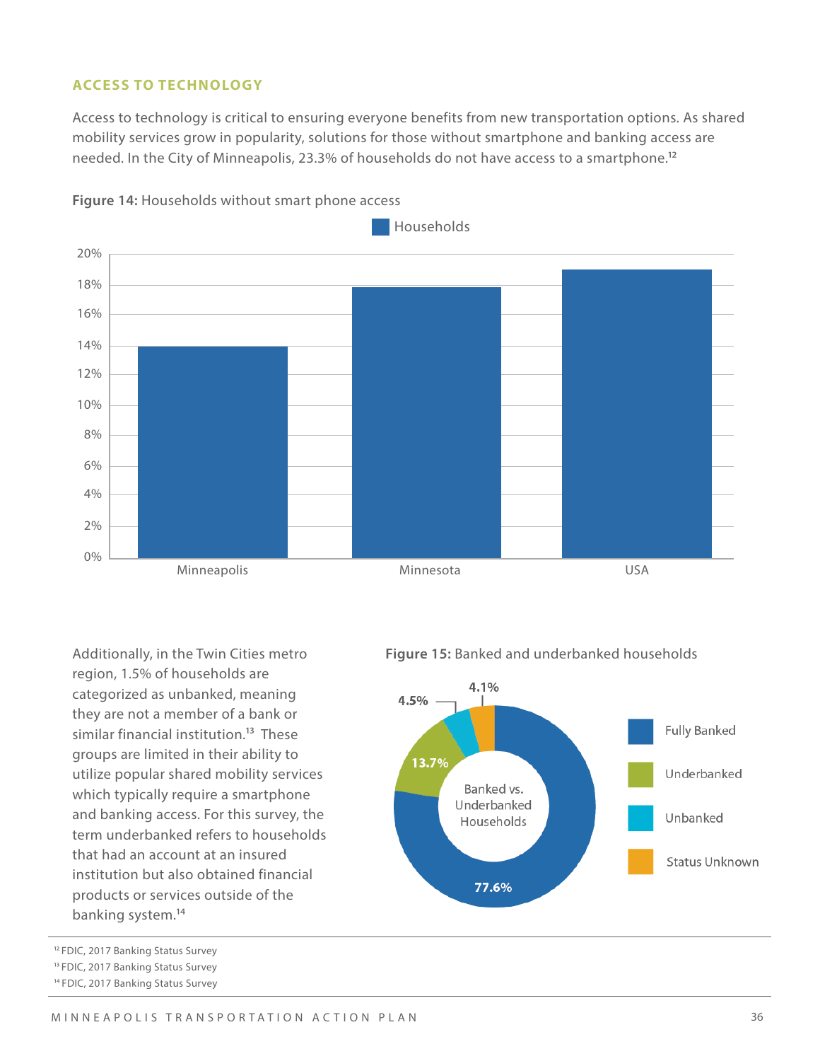## ACCESS TO TECHNOLOGY

Access to technology is critical to ensuring everyone benefits from new transportation options. As shared mobility services grow in popularity, solutions for those without smartphone and banking access are needed. In the City of Minneapolis, 23.3% of households do not have access to a smartphone.[12]

**Figure 14:** Households without smart phone access

Households

| | Minneapolis | Minnesota | USA |
|---|---|---|---|
| Households | ~14% | ~18% | ~19% |

Additionally, in the Twin Cities metro region, 1.5% of households are categorized as unbanked, meaning they are not a member of a bank or similar financial institution.[13] These groups are limited in their ability to utilize popular shared mobility services which typically require a smartphone and banking access. For this survey, the term underbanked refers to households that had an account at an insured institution but also obtained financial products or services outside of the banking system.[14]

**Figure 15:** Banked and underbanked households

Banked vs. Underbanked Households

| Category | Percentage |
|---|---|
| Fully Banked | 77.6% |
| Underbanked | 13.7% |
| Unbanked | 4.5% |
| Status Unknown | 4.1% |

[12] FDIC, 2017 Banking Status Survey
[13] FDIC, 2017 Banking Status Survey
[14] FDIC, 2017 Banking Status Survey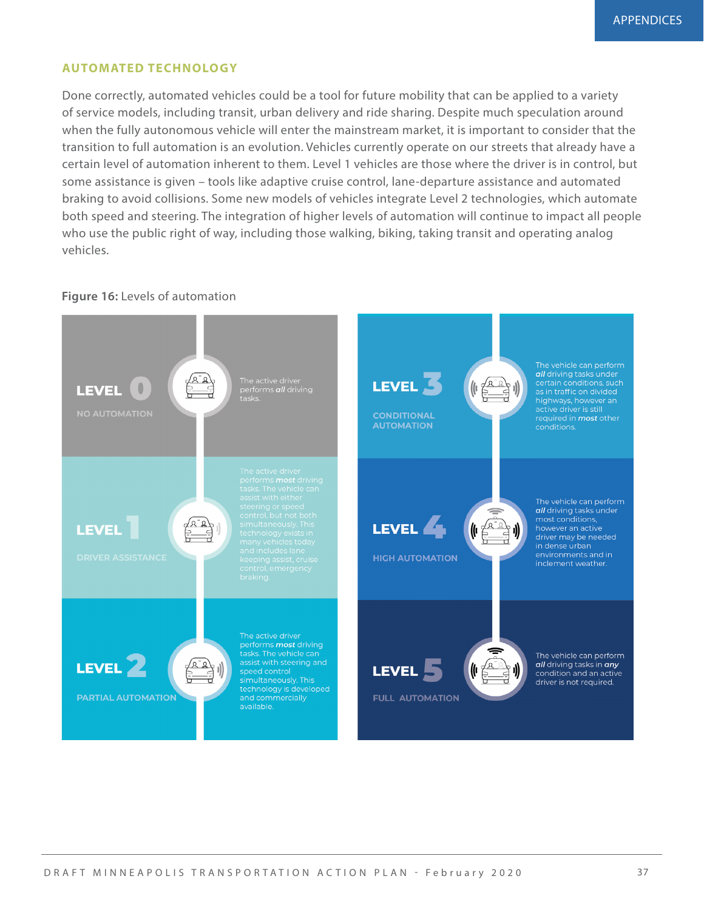## AUTOMATED TECHNOLOGY

Done correctly, automated vehicles could be a tool for future mobility that can be applied to a variety of service models, including transit, urban delivery and ride sharing. Despite much speculation around when the fully autonomous vehicle will enter the mainstream market, it is important to consider that the transition to full automation is an evolution. Vehicles currently operate on our streets that already have a certain level of automation inherent to them. Level 1 vehicles are those where the driver is in control, but some assistance is given – tools like adaptive cruise control, lane-departure assistance and automated braking to avoid collisions. Some new models of vehicles integrate Level 2 technologies, which automate both speed and steering. The integration of higher levels of automation will continue to impact all people who use the public right of way, including those walking, biking, taking transit and operating analog vehicles.

**Figure 16:** Levels of automation

LEVEL 0

NO AUTOMATION

The active driver performs ***all*** driving tasks.

LEVEL 1

DRIVER ASSISTANCE

The active driver performs ***most*** driving tasks. The vehicle can assist with either steering or speed control, but not both simultaneously. This technology exists in many vehicles today and includes lane keeping assist, cruise control, emergency braking.

LEVEL 2

PARTIAL AUTOMATION

The active driver performs ***most*** driving tasks. The vehicle can assist with steering and speed control simultaneously. This technology is developed and commercially available.

LEVEL 3

CONDITIONAL AUTOMATION

The vehicle can perform ***all*** driving tasks under certain conditions, such as in traffic on divided highways, however an active driver is still required in ***most*** other conditions.

LEVEL 4

HIGH AUTOMATION

The vehicle can perform ***all*** driving tasks under most conditions, however an active driver may be needed in dense urban environments and in inclement weather.

LEVEL 5

FULL AUTOMATION

The vehicle can perform ***all*** driving tasks in ***any*** condition and an active driver is not required.